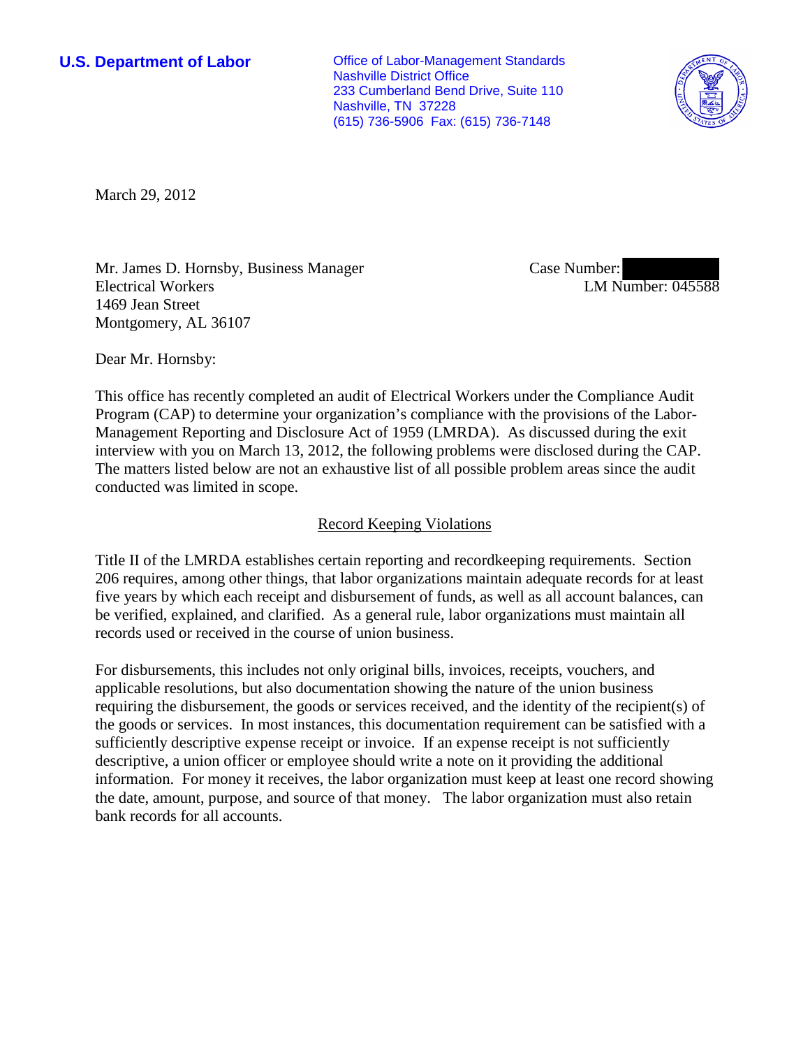**U.S. Department of Labor**

Office of Labor-Management Standards
Nashville District Office
233 Cumberland Bend Drive, Suite 110
Nashville, TN 37228
(615) 736-5906 Fax: (615) 736-7148

March 29, 2012

Mr. James D. Hornsby, Business Manager
Electrical Workers
1469 Jean Street
Montgomery, AL 36107

Case Number:
LM Number: 045588

Dear Mr. Hornsby:

This office has recently completed an audit of Electrical Workers under the Compliance Audit Program (CAP) to determine your organization's compliance with the provisions of the Labor-Management Reporting and Disclosure Act of 1959 (LMRDA). As discussed during the exit interview with you on March 13, 2012, the following problems were disclosed during the CAP. The matters listed below are not an exhaustive list of all possible problem areas since the audit conducted was limited in scope.

## Record Keeping Violations

Title II of the LMRDA establishes certain reporting and recordkeeping requirements. Section 206 requires, among other things, that labor organizations maintain adequate records for at least five years by which each receipt and disbursement of funds, as well as all account balances, can be verified, explained, and clarified. As a general rule, labor organizations must maintain all records used or received in the course of union business.

For disbursements, this includes not only original bills, invoices, receipts, vouchers, and applicable resolutions, but also documentation showing the nature of the union business requiring the disbursement, the goods or services received, and the identity of the recipient(s) of the goods or services. In most instances, this documentation requirement can be satisfied with a sufficiently descriptive expense receipt or invoice. If an expense receipt is not sufficiently descriptive, a union officer or employee should write a note on it providing the additional information. For money it receives, the labor organization must keep at least one record showing the date, amount, purpose, and source of that money. The labor organization must also retain bank records for all accounts.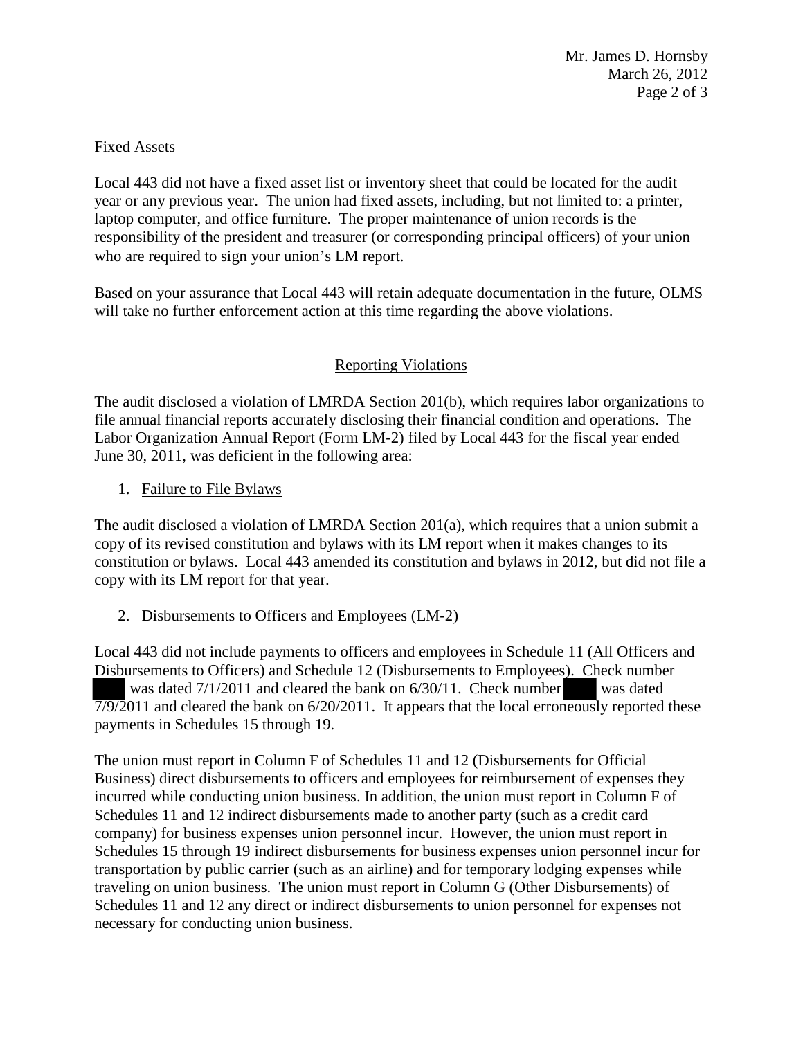Fixed Assets

Local 443 did not have a fixed asset list or inventory sheet that could be located for the audit year or any previous year. The union had fixed assets, including, but not limited to: a printer, laptop computer, and office furniture. The proper maintenance of union records is the responsibility of the president and treasurer (or corresponding principal officers) of your union who are required to sign your union's LM report.

Based on your assurance that Local 443 will retain adequate documentation in the future, OLMS will take no further enforcement action at this time regarding the above violations.

## Reporting Violations

The audit disclosed a violation of LMRDA Section 201(b), which requires labor organizations to file annual financial reports accurately disclosing their financial condition and operations. The Labor Organization Annual Report (Form LM-2) filed by Local 443 for the fiscal year ended June 30, 2011, was deficient in the following area:

1. Failure to File Bylaws

The audit disclosed a violation of LMRDA Section 201(a), which requires that a union submit a copy of its revised constitution and bylaws with its LM report when it makes changes to its constitution or bylaws. Local 443 amended its constitution and bylaws in 2012, but did not file a copy with its LM report for that year.

2. Disbursements to Officers and Employees (LM-2)

Local 443 did not include payments to officers and employees in Schedule 11 (All Officers and Disbursements to Officers) and Schedule 12 (Disbursements to Employees). Check number ████ was dated 7/1/2011 and cleared the bank on 6/30/11. Check number ████ was dated 7/9/2011 and cleared the bank on 6/20/2011. It appears that the local erroneously reported these payments in Schedules 15 through 19.

The union must report in Column F of Schedules 11 and 12 (Disbursements for Official Business) direct disbursements to officers and employees for reimbursement of expenses they incurred while conducting union business. In addition, the union must report in Column F of Schedules 11 and 12 indirect disbursements made to another party (such as a credit card company) for business expenses union personnel incur. However, the union must report in Schedules 15 through 19 indirect disbursements for business expenses union personnel incur for transportation by public carrier (such as an airline) and for temporary lodging expenses while traveling on union business. The union must report in Column G (Other Disbursements) of Schedules 11 and 12 any direct or indirect disbursements to union personnel for expenses not necessary for conducting union business.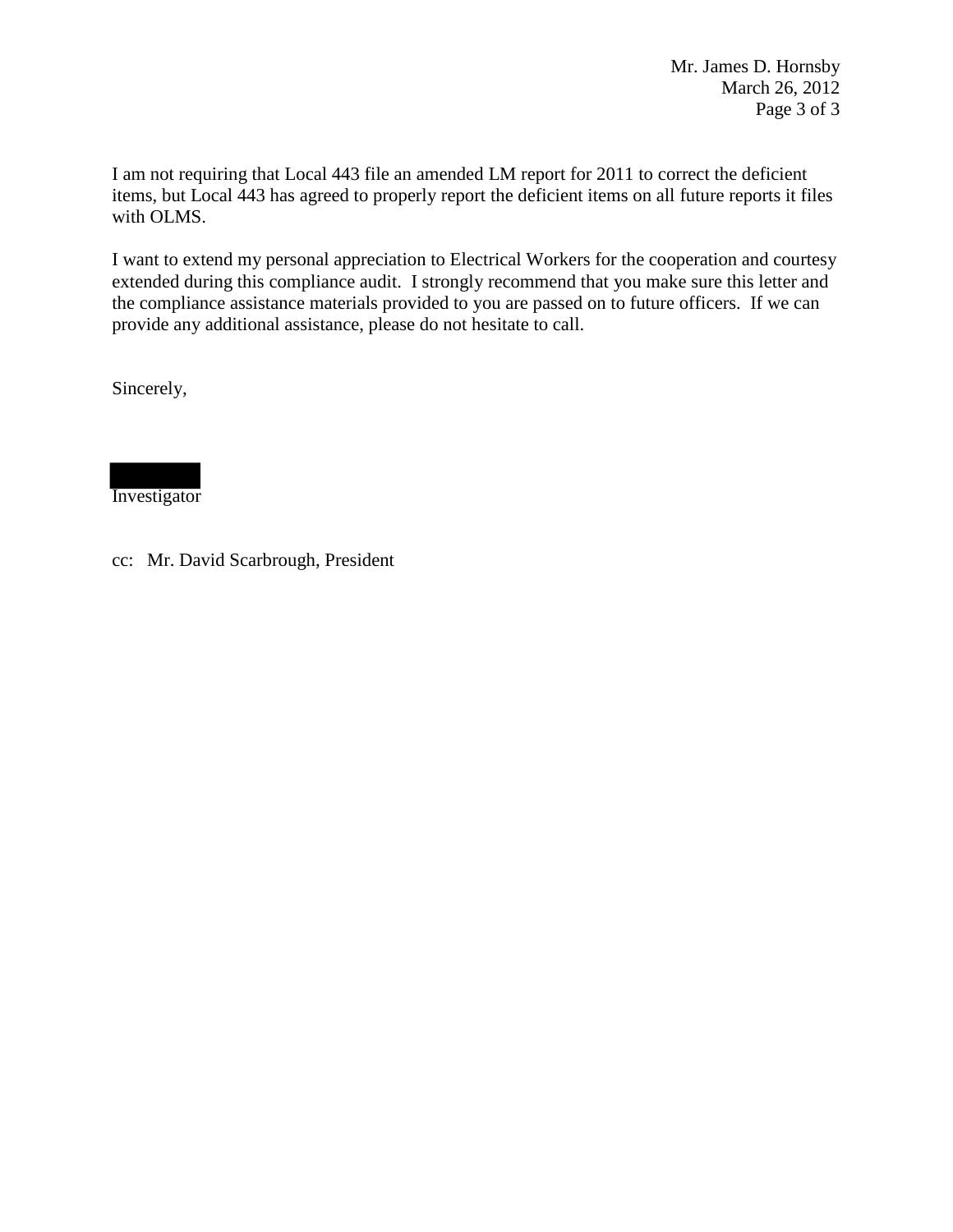I am not requiring that Local 443 file an amended LM report for 2011 to correct the deficient items, but Local 443 has agreed to properly report the deficient items on all future reports it files with OLMS.

I want to extend my personal appreciation to Electrical Workers for the cooperation and courtesy extended during this compliance audit. I strongly recommend that you make sure this letter and the compliance assistance materials provided to you are passed on to future officers. If we can provide any additional assistance, please do not hesitate to call.

Sincerely,

Investigator

cc: Mr. David Scarbrough, President